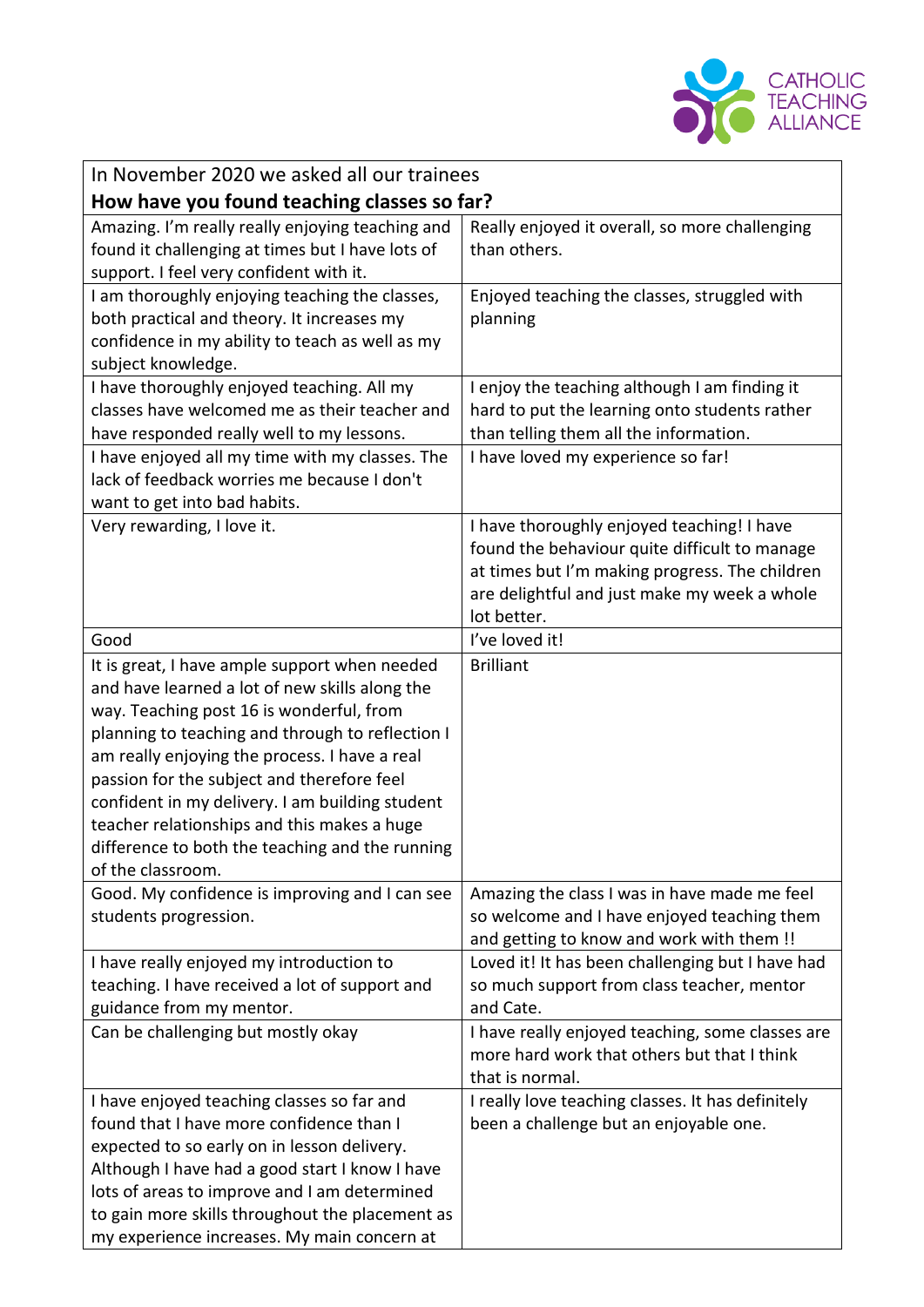CATHOLIC TEACHING ALLIANCE

| In November 2020 we asked all our trainees **How have you found teaching classes so far?** | |
|---|---|
| Amazing. I'm really really enjoying teaching and found it challenging at times but I have lots of support. I feel very confident with it. | Really enjoyed it overall, so more challenging than others. |
| I am thoroughly enjoying teaching the classes, both practical and theory. It increases my confidence in my ability to teach as well as my subject knowledge. | Enjoyed teaching the classes, struggled with planning |
| I have thoroughly enjoyed teaching. All my classes have welcomed me as their teacher and have responded really well to my lessons. | I enjoy the teaching although I am finding it hard to put the learning onto students rather than telling them all the information. |
| I have enjoyed all my time with my classes. The lack of feedback worries me because I don't want to get into bad habits. | I have loved my experience so far! |
| Very rewarding, I love it. | I have thoroughly enjoyed teaching! I have found the behaviour quite difficult to manage at times but I'm making progress. The children are delightful and just make my week a whole lot better. |
| Good | I've loved it! |
| It is great, I have ample support when needed and have learned a lot of new skills along the way. Teaching post 16 is wonderful, from planning to teaching and through to reflection I am really enjoying the process. I have a real passion for the subject and therefore feel confident in my delivery. I am building student teacher relationships and this makes a huge difference to both the teaching and the running of the classroom. | Brilliant |
| Good. My confidence is improving and I can see students progression. | Amazing the class I was in have made me feel so welcome and I have enjoyed teaching them and getting to know and work with them !! |
| I have really enjoyed my introduction to teaching. I have received a lot of support and guidance from my mentor. | Loved it! It has been challenging but I have had so much support from class teacher, mentor and Cate. |
| Can be challenging but mostly okay | I have really enjoyed teaching, some classes are more hard work that others but that I think that is normal. |
| I have enjoyed teaching classes so far and found that I have more confidence than I expected to so early on in lesson delivery. Although I have had a good start I know I have lots of areas to improve and I am determined to gain more skills throughout the placement as my experience increases. My main concern at | I really love teaching classes. It has definitely been a challenge but an enjoyable one. |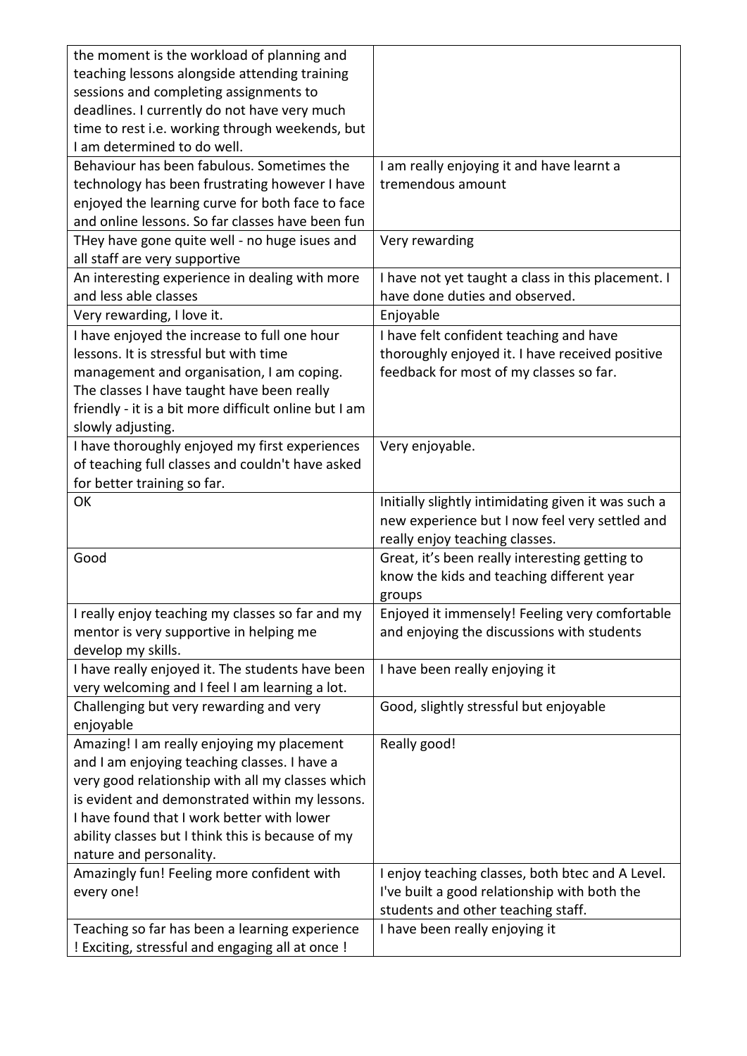| | |
|---|---|
| the moment is the workload of planning and teaching lessons alongside attending training sessions and completing assignments to deadlines. I currently do not have very much time to rest i.e. working through weekends, but I am determined to do well. | |
| Behaviour has been fabulous. Sometimes the technology has been frustrating however I have enjoyed the learning curve for both face to face and online lessons. So far classes have been fun | I am really enjoying it and have learnt a tremendous amount |
| THey have gone quite well - no huge isues and all staff are very supportive | Very rewarding |
| An interesting experience in dealing with more and less able classes | I have not yet taught a class in this placement. I have done duties and observed. |
| Very rewarding, I love it. | Enjoyable |
| I have enjoyed the increase to full one hour lessons. It is stressful but with time management and organisation, I am coping. The classes I have taught have been really friendly - it is a bit more difficult online but I am slowly adjusting. | I have felt confident teaching and have thoroughly enjoyed it. I have received positive feedback for most of my classes so far. |
| I have thoroughly enjoyed my first experiences of teaching full classes and couldn't have asked for better training so far. | Very enjoyable. |
| OK | Initially slightly intimidating given it was such a new experience but I now feel very settled and really enjoy teaching classes. |
| Good | Great, it's been really interesting getting to know the kids and teaching different year groups |
| I really enjoy teaching my classes so far and my mentor is very supportive in helping me develop my skills. | Enjoyed it immensely! Feeling very comfortable and enjoying the discussions with students |
| I have really enjoyed it. The students have been very welcoming and I feel I am learning a lot. | I have been really enjoying it |
| Challenging but very rewarding and very enjoyable | Good, slightly stressful but enjoyable |
| Amazing! I am really enjoying my placement and I am enjoying teaching classes. I have a very good relationship with all my classes which is evident and demonstrated within my lessons. I have found that I work better with lower ability classes but I think this is because of my nature and personality. | Really good! |
| Amazingly fun! Feeling more confident with every one! | I enjoy teaching classes, both btec and A Level. I've built a good relationship with both the students and other teaching staff. |
| Teaching so far has been a learning experience ! Exciting, stressful and engaging all at once ! | I have been really enjoying it |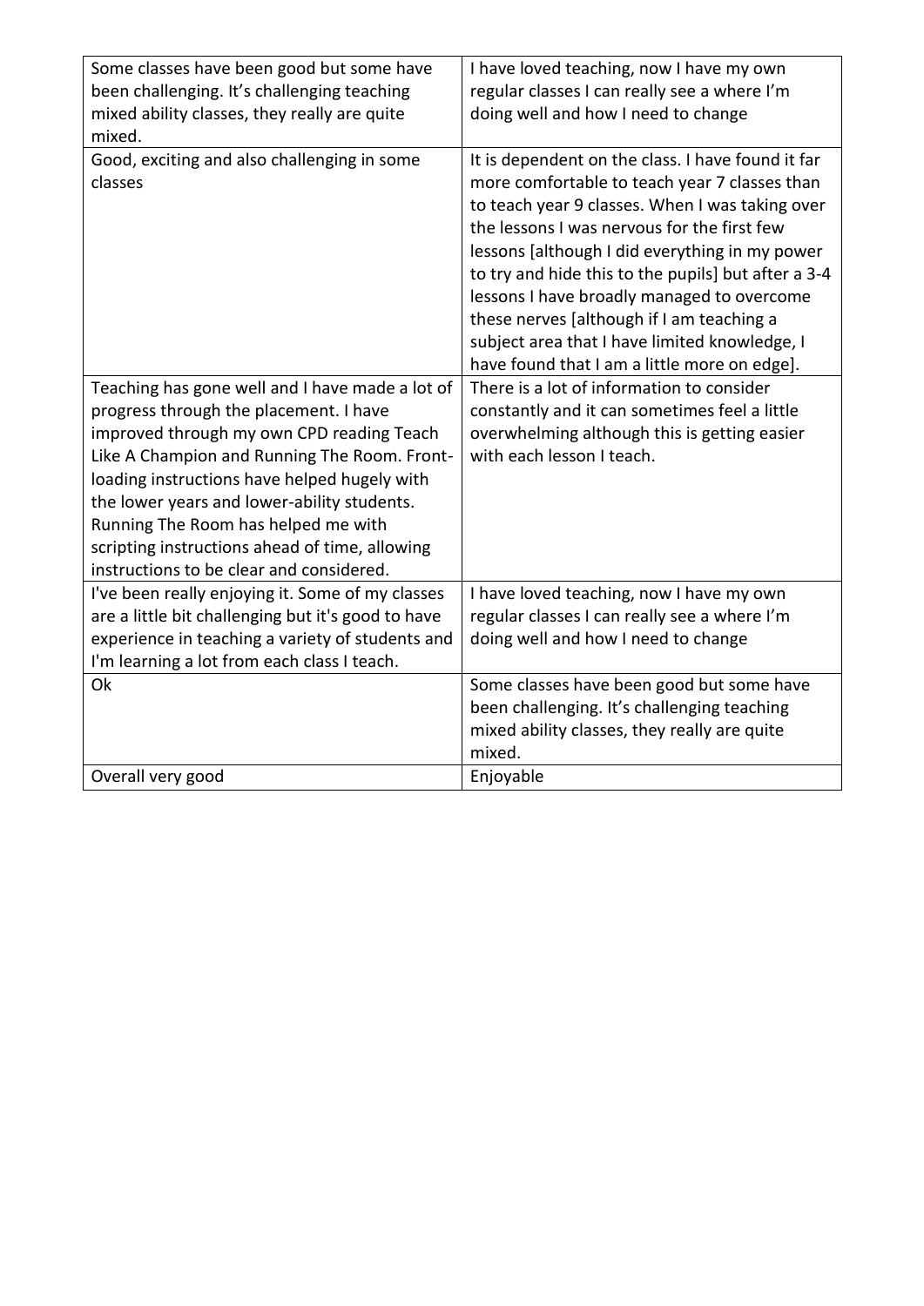| | |
|---|---|
| Some classes have been good but some have been challenging. It’s challenging teaching mixed ability classes, they really are quite mixed. | I have loved teaching, now I have my own regular classes I can really see a where I’m doing well and how I need to change |
| Good, exciting and also challenging in some classes | It is dependent on the class. I have found it far more comfortable to teach year 7 classes than to teach year 9 classes. When I was taking over the lessons I was nervous for the first few lessons [although I did everything in my power to try and hide this to the pupils] but after a 3-4 lessons I have broadly managed to overcome these nerves [although if I am teaching a subject area that I have limited knowledge, I have found that I am a little more on edge]. |
| Teaching has gone well and I have made a lot of progress through the placement. I have improved through my own CPD reading Teach Like A Champion and Running The Room. Front-loading instructions have helped hugely with the lower years and lower-ability students. Running The Room has helped me with scripting instructions ahead of time, allowing instructions to be clear and considered. | There is a lot of information to consider constantly and it can sometimes feel a little overwhelming although this is getting easier with each lesson I teach. |
| I've been really enjoying it. Some of my classes are a little bit challenging but it's good to have experience in teaching a variety of students and I'm learning a lot from each class I teach. | I have loved teaching, now I have my own regular classes I can really see a where I’m doing well and how I need to change |
| Ok | Some classes have been good but some have been challenging. It’s challenging teaching mixed ability classes, they really are quite mixed. |
| Overall very good | Enjoyable |